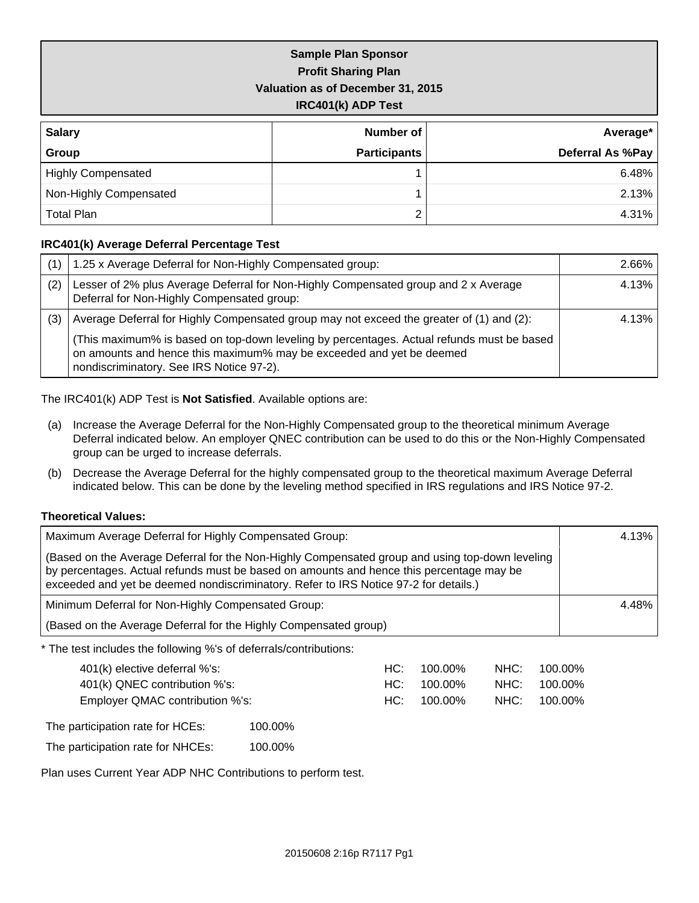# Sample Plan Sponsor
## Profit Sharing Plan
## Valuation as of December 31, 2015
## IRC401(k) ADP Test

| Salary Group | Number of Participants | Average* Deferral As %Pay |
|---|---|---|
| Highly Compensated | 1 | 6.48% |
| Non-Highly Compensated | 1 | 2.13% |
| Total Plan | 2 | 4.31% |

**IRC401(k) Average Deferral Percentage Test**

| | | |
|---|---|---|
| (1) | 1.25 x Average Deferral for Non-Highly Compensated group: | 2.66% |
| (2) | Lesser of 2% plus Average Deferral for Non-Highly Compensated group and 2 x Average Deferral for Non-Highly Compensated group: | 4.13% |
| (3) | Average Deferral for Highly Compensated group may not exceed the greater of (1) and (2): (This maximum% is based on top-down leveling by percentages. Actual refunds must be based on amounts and hence this maximum% may be exceeded and yet be deemed nondiscriminatory. See IRS Notice 97-2). | 4.13% |

The IRC401(k) ADP Test is **Not Satisfied**. Available options are:

(a) Increase the Average Deferral for the Non-Highly Compensated group to the theoretical minimum Average Deferral indicated below. An employer QNEC contribution can be used to do this or the Non-Highly Compensated group can be urged to increase deferrals.

(b) Decrease the Average Deferral for the highly compensated group to the theoretical maximum Average Deferral indicated below. This can be done by the leveling method specified in IRS regulations and IRS Notice 97-2.

**Theoretical Values:**

| | |
|---|---|
| Maximum Average Deferral for Highly Compensated Group: (Based on the Average Deferral for the Non-Highly Compensated group and using top-down leveling by percentages. Actual refunds must be based on amounts and hence this percentage may be exceeded and yet be deemed nondiscriminatory. Refer to IRS Notice 97-2 for details.) | 4.13% |
| Minimum Deferral for Non-Highly Compensated Group: (Based on the Average Deferral for the Highly Compensated group) | 4.48% |

* The test includes the following %'s of deferrals/contributions:

| | | |
|---|---|---|
| 401(k) elective deferral %'s: | HC: 100.00% | NHC: 100.00% |
| 401(k) QNEC contribution %'s: | HC: 100.00% | NHC: 100.00% |
| Employer QMAC contribution %'s: | HC: 100.00% | NHC: 100.00% |

The participation rate for HCEs: 100.00%

The participation rate for NHCEs: 100.00%

Plan uses Current Year ADP NHC Contributions to perform test.

20150608 2:16p R7117 Pg1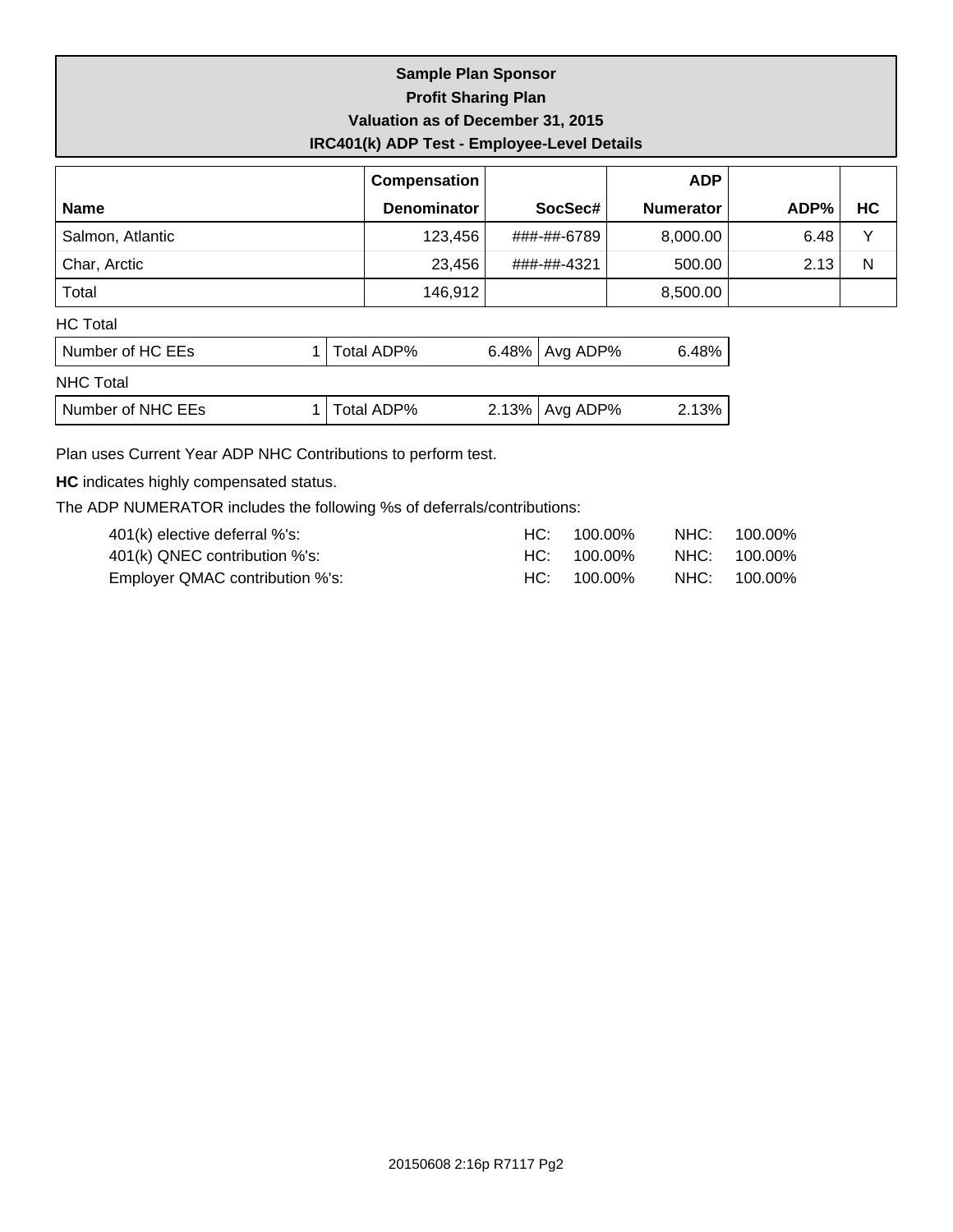# Sample Plan Sponsor
## Profit Sharing Plan
### Valuation as of December 31, 2015
### IRC401(k) ADP Test - Employee-Level Details

| Name | Compensation Denominator | SocSec# | ADP Numerator | ADP% | HC |
|---|---|---|---|---|---|
| Salmon, Atlantic | 123,456 | ###-##-6789 | 8,000.00 | 6.48 | Y |
| Char, Arctic | 23,456 | ###-##-4321 | 500.00 | 2.13 | N |
| Total | 146,912 | | 8,500.00 | | |

HC Total

| Number of HC EEs | 1 | Total ADP% | 6.48% | Avg ADP% | 6.48% |
|---|---|---|---|---|---|

NHC Total

| Number of NHC EEs | 1 | Total ADP% | 2.13% | Avg ADP% | 2.13% |
|---|---|---|---|---|---|

Plan uses Current Year ADP NHC Contributions to perform test.

**HC** indicates highly compensated status.

The ADP NUMERATOR includes the following %s of deferrals/contributions:

| | | |
|---|---|---|
| 401(k) elective deferral %'s: | HC: 100.00% | NHC: 100.00% |
| 401(k) QNEC contribution %'s: | HC: 100.00% | NHC: 100.00% |
| Employer QMAC contribution %'s: | HC: 100.00% | NHC: 100.00% |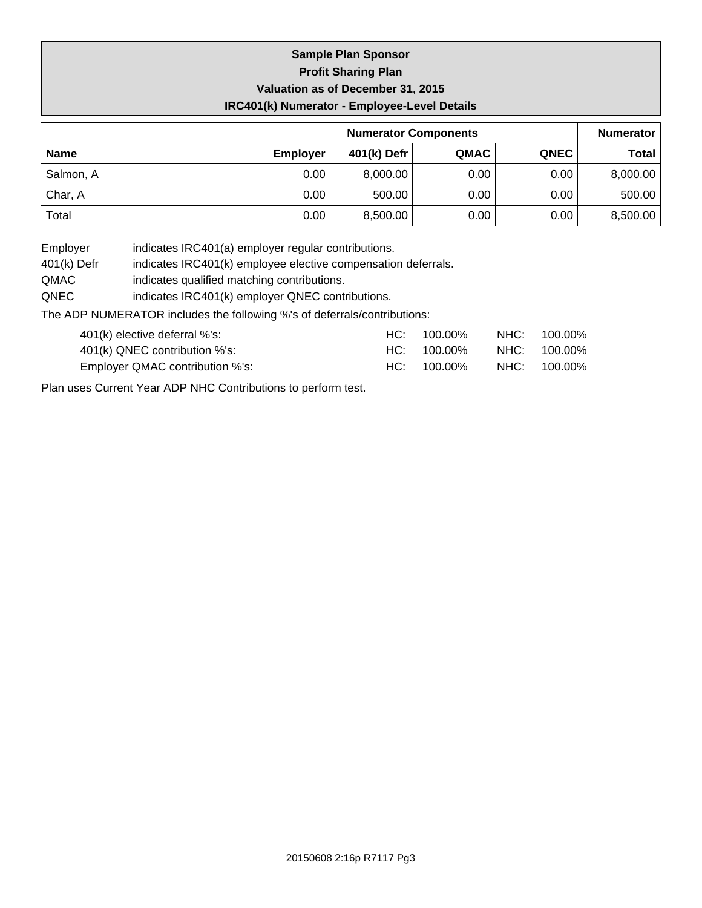**Sample Plan Sponsor**
**Profit Sharing Plan**
**Valuation as of December 31, 2015**
**IRC401(k) Numerator - Employee-Level Details**

| | Numerator Components | | | | Numerator |
|---|---|---|---|---|---|
| **Name** | **Employer** | **401(k) Defr** | **QMAC** | **QNEC** | **Total** |
| Salmon, A | 0.00 | 8,000.00 | 0.00 | 0.00 | 8,000.00 |
| Char, A | 0.00 | 500.00 | 0.00 | 0.00 | 500.00 |
| Total | 0.00 | 8,500.00 | 0.00 | 0.00 | 8,500.00 |

Employer indicates IRC401(a) employer regular contributions.
401(k) Defr indicates IRC401(k) employee elective compensation deferrals.
QMAC indicates qualified matching contributions.
QNEC indicates IRC401(k) employer QNEC contributions.

The ADP NUMERATOR includes the following %'s of deferrals/contributions:

| | | |
|---|---|---|
| 401(k) elective deferral %'s: | HC: 100.00% | NHC: 100.00% |
| 401(k) QNEC contribution %'s: | HC: 100.00% | NHC: 100.00% |
| Employer QMAC contribution %'s: | HC: 100.00% | NHC: 100.00% |

Plan uses Current Year ADP NHC Contributions to perform test.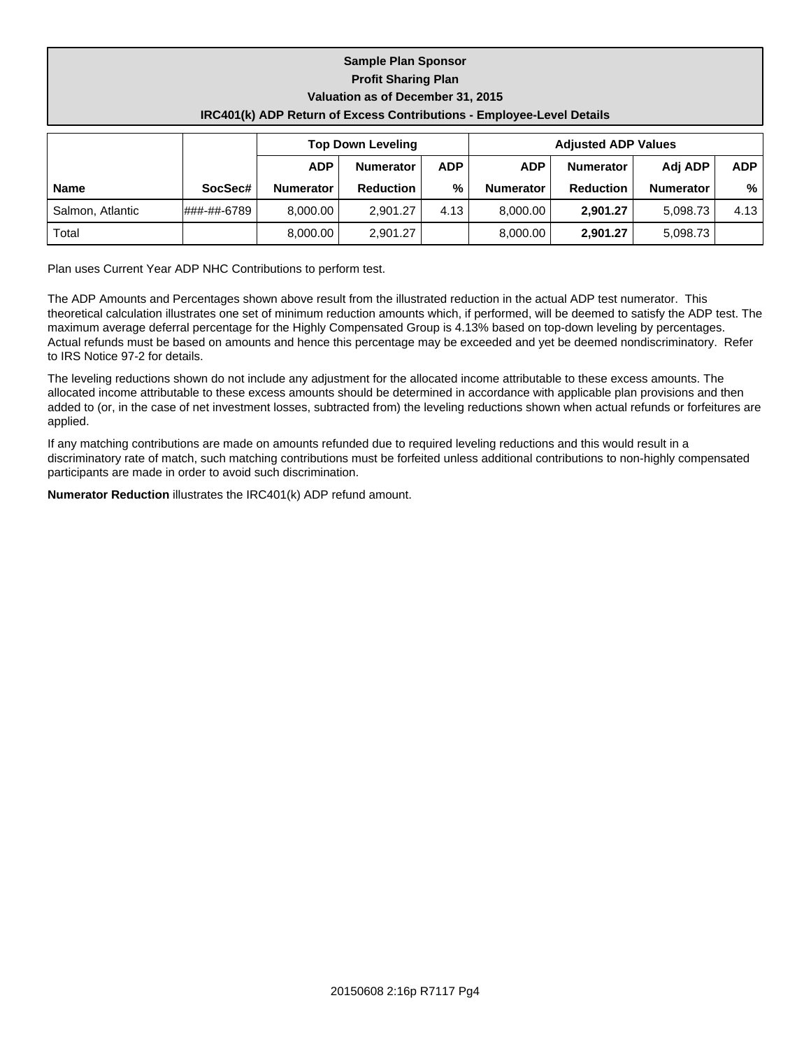**Sample Plan Sponsor**
**Profit Sharing Plan**
**Valuation as of December 31, 2015**
**IRC401(k) ADP Return of Excess Contributions - Employee-Level Details**

| | | Top Down Leveling | | | Adjusted ADP Values | | | |
|---|---|---|---|---|---|---|---|---|
| **Name** | **SocSec#** | **ADP Numerator** | **Numerator Reduction** | **ADP %** | **ADP Numerator** | **Numerator Reduction** | **Adj ADP Numerator** | **ADP %** |
| Salmon, Atlantic | ###-##-6789 | 8,000.00 | 2,901.27 | 4.13 | 8,000.00 | **2,901.27** | 5,098.73 | 4.13 |
| Total | | 8,000.00 | 2,901.27 | | 8,000.00 | **2,901.27** | 5,098.73 | |

Plan uses Current Year ADP NHC Contributions to perform test.

The ADP Amounts and Percentages shown above result from the illustrated reduction in the actual ADP test numerator. This theoretical calculation illustrates one set of minimum reduction amounts which, if performed, will be deemed to satisfy the ADP test. The maximum average deferral percentage for the Highly Compensated Group is 4.13% based on top-down leveling by percentages. Actual refunds must be based on amounts and hence this percentage may be exceeded and yet be deemed nondiscriminatory. Refer to IRS Notice 97-2 for details.

The leveling reductions shown do not include any adjustment for the allocated income attributable to these excess amounts. The allocated income attributable to these excess amounts should be determined in accordance with applicable plan provisions and then added to (or, in the case of net investment losses, subtracted from) the leveling reductions shown when actual refunds or forfeitures are applied.

If any matching contributions are made on amounts refunded due to required leveling reductions and this would result in a discriminatory rate of match, such matching contributions must be forfeited unless additional contributions to non-highly compensated participants are made in order to avoid such discrimination.

**Numerator Reduction** illustrates the IRC401(k) ADP refund amount.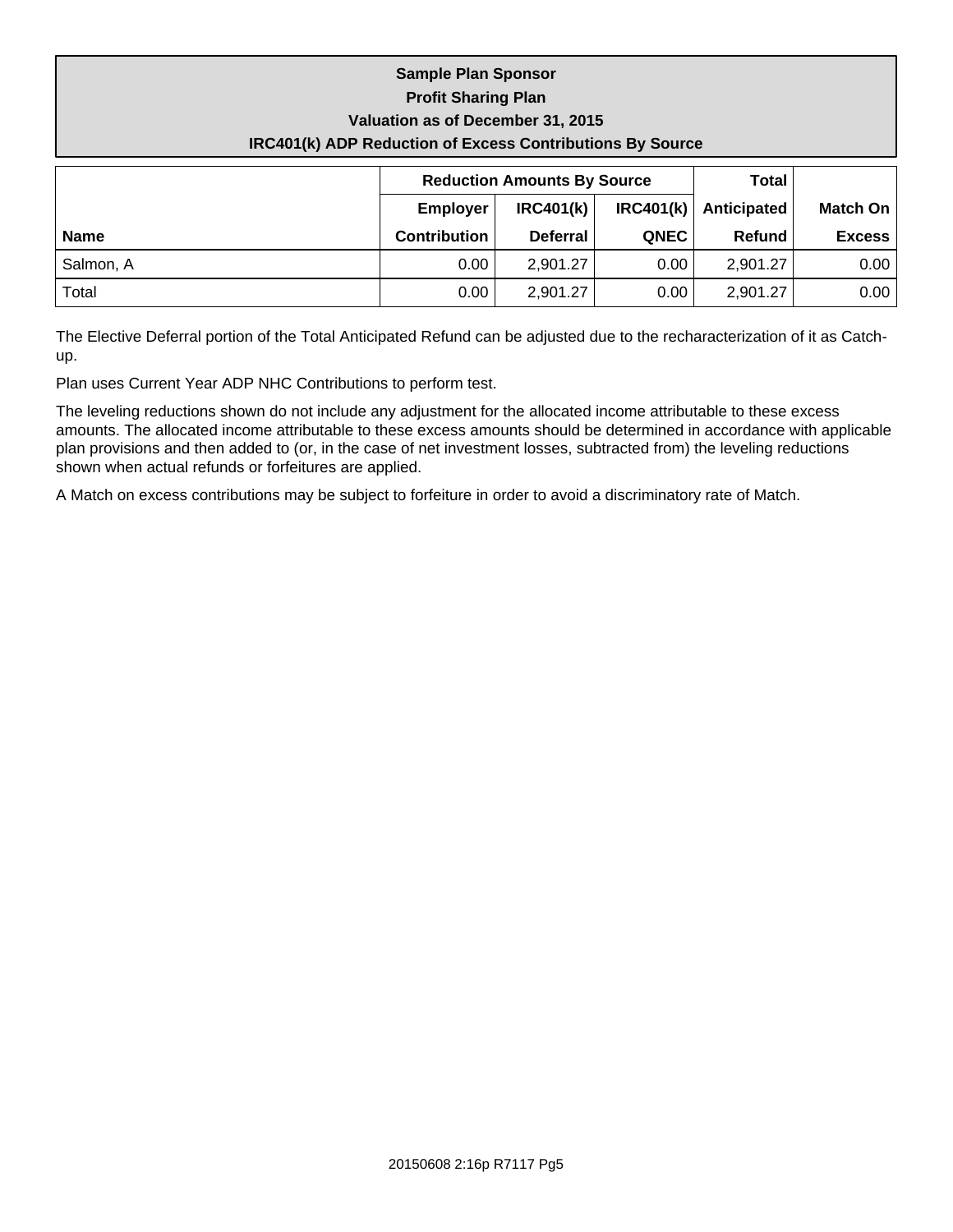# Sample Plan Sponsor

## Profit Sharing Plan

### Valuation as of December 31, 2015

### IRC401(k) ADP Reduction of Excess Contributions By Source

| | Reduction Amounts By Source | | | Total | |
|---|---|---|---|---|---|
| | Employer | IRC401(k) | IRC401(k) | Anticipated | Match On |
| **Name** | **Contribution** | **Deferral** | **QNEC** | **Refund** | **Excess** |
| Salmon, A | 0.00 | 2,901.27 | 0.00 | 2,901.27 | 0.00 |
| Total | 0.00 | 2,901.27 | 0.00 | 2,901.27 | 0.00 |

The Elective Deferral portion of the Total Anticipated Refund can be adjusted due to the recharacterization of it as Catch-up.

Plan uses Current Year ADP NHC Contributions to perform test.

The leveling reductions shown do not include any adjustment for the allocated income attributable to these excess amounts. The allocated income attributable to these excess amounts should be determined in accordance with applicable plan provisions and then added to (or, in the case of net investment losses, subtracted from) the leveling reductions shown when actual refunds or forfeitures are applied.

A Match on excess contributions may be subject to forfeiture in order to avoid a discriminatory rate of Match.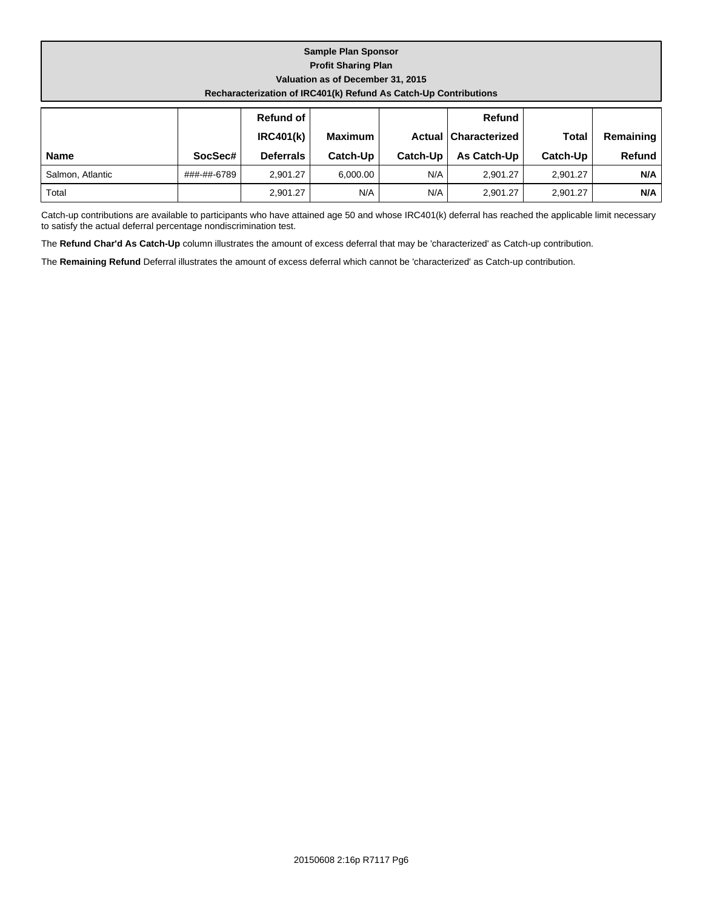**Sample Plan Sponsor**
**Profit Sharing Plan**
**Valuation as of December 31, 2015**
**Recharacterization of IRC401(k) Refund As Catch-Up Contributions**

| Name | SocSec# | Refund of IRC401(k) Deferrals | Maximum Catch-Up | Actual Catch-Up | Refund Characterized As Catch-Up | Total Catch-Up | Remaining Refund |
|---|---|---|---|---|---|---|---|
| Salmon, Atlantic | ###-##-6789 | 2,901.27 | 6,000.00 | N/A | 2,901.27 | 2,901.27 | **N/A** |
| Total | | 2,901.27 | N/A | N/A | 2,901.27 | 2,901.27 | **N/A** |

Catch-up contributions are available to participants who have attained age 50 and whose IRC401(k) deferral has reached the applicable limit necessary to satisfy the actual deferral percentage nondiscrimination test.

The **Refund Char'd As Catch-Up** column illustrates the amount of excess deferral that may be 'characterized' as Catch-up contribution.

The **Remaining Refund** Deferral illustrates the amount of excess deferral which cannot be 'characterized' as Catch-up contribution.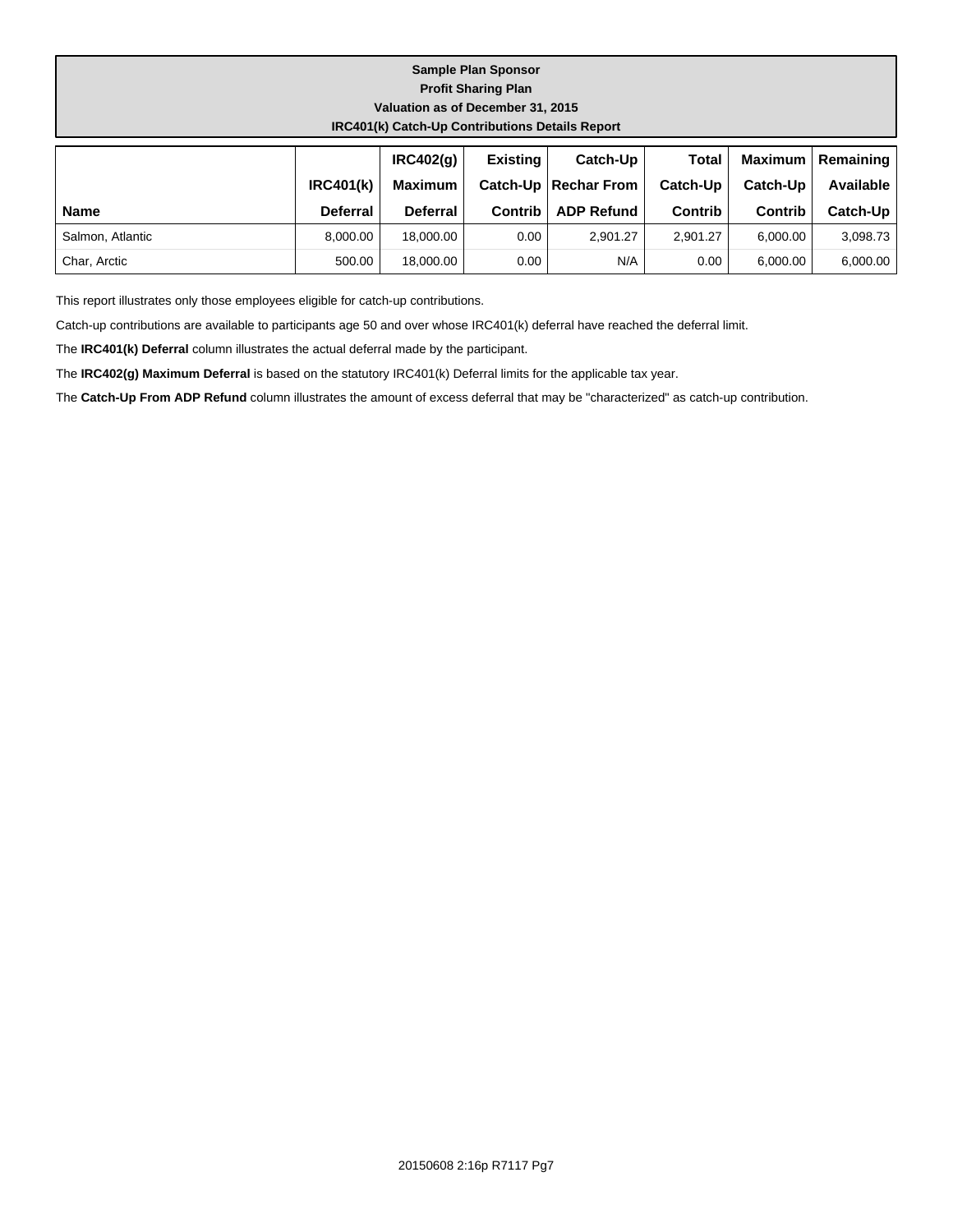**Sample Plan Sponsor**
**Profit Sharing Plan**
**Valuation as of December 31, 2015**
**IRC401(k) Catch-Up Contributions Details Report**

| Name | IRC401(k) Deferral | IRC402(g) Maximum Deferral | Existing Catch-Up Contrib | Catch-Up Rechar From ADP Refund | Total Catch-Up Contrib | Maximum Catch-Up Contrib | Remaining Available Catch-Up |
|---|---|---|---|---|---|---|---|
| Salmon, Atlantic | 8,000.00 | 18,000.00 | 0.00 | 2,901.27 | 2,901.27 | 6,000.00 | 3,098.73 |
| Char, Arctic | 500.00 | 18,000.00 | 0.00 | N/A | 0.00 | 6,000.00 | 6,000.00 |

This report illustrates only those employees eligible for catch-up contributions.

Catch-up contributions are available to participants age 50 and over whose IRC401(k) deferral have reached the deferral limit.

The **IRC401(k) Deferral** column illustrates the actual deferral made by the participant.

The **IRC402(g) Maximum Deferral** is based on the statutory IRC401(k) Deferral limits for the applicable tax year.

The **Catch-Up From ADP Refund** column illustrates the amount of excess deferral that may be "characterized" as catch-up contribution.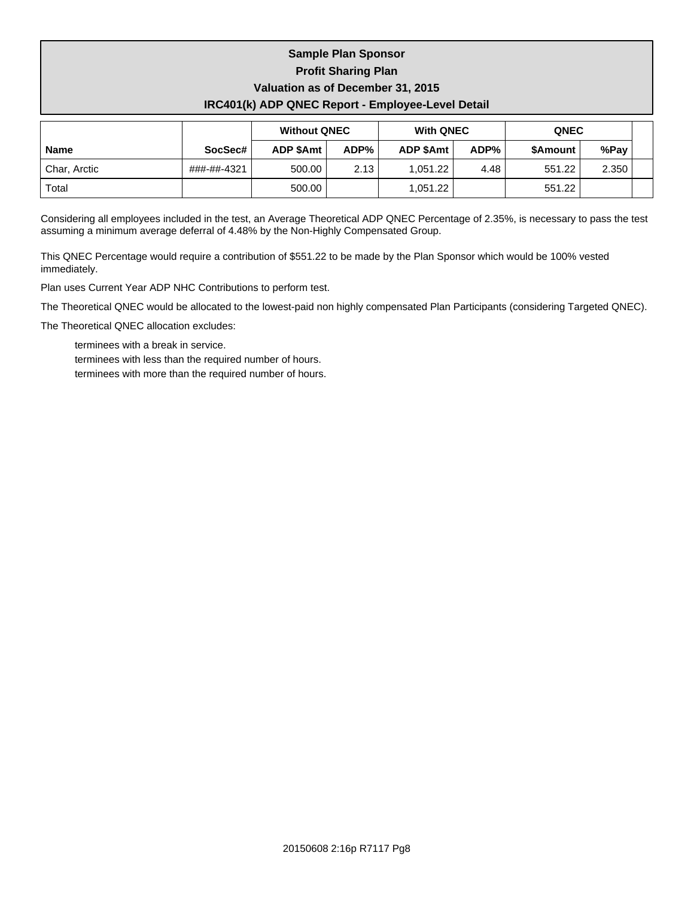# Sample Plan Sponsor
## Profit Sharing Plan
## Valuation as of December 31, 2015
## IRC401(k) ADP QNEC Report - Employee-Level Detail

| | | Without QNEC | | With QNEC | | QNEC | | |
|---|---|---|---|---|---|---|---|---|
| **Name** | **SocSec#** | **ADP $Amt** | **ADP%** | **ADP $Amt** | **ADP%** | **$Amount** | **%Pay** | |
| Char, Arctic | ###-##-4321 | 500.00 | 2.13 | 1,051.22 | 4.48 | 551.22 | 2.350 | |
| Total | | 500.00 | | 1,051.22 | | 551.22 | | |

Considering all employees included in the test, an Average Theoretical ADP QNEC Percentage of 2.35%, is necessary to pass the test assuming a minimum average deferral of 4.48% by the Non-Highly Compensated Group.

This QNEC Percentage would require a contribution of $551.22 to be made by the Plan Sponsor which would be 100% vested immediately.

Plan uses Current Year ADP NHC Contributions to perform test.

The Theoretical QNEC would be allocated to the lowest-paid non highly compensated Plan Participants (considering Targeted QNEC).

The Theoretical QNEC allocation excludes:

- terminees with a break in service.
- terminees with less than the required number of hours.
- terminees with more than the required number of hours.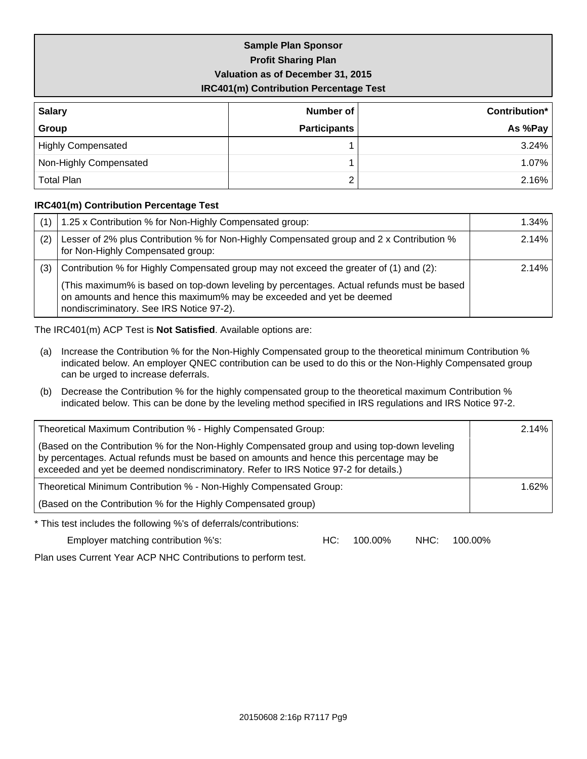# Sample Plan Sponsor
## Profit Sharing Plan
## Valuation as of December 31, 2015
## IRC401(m) Contribution Percentage Test

| Salary Group | Number of Participants | Contribution* As %Pay |
|---|---:|---:|
| Highly Compensated | 1 | 3.24% |
| Non-Highly Compensated | 1 | 1.07% |
| Total Plan | 2 | 2.16% |

**IRC401(m) Contribution Percentage Test**

| | | |
|---|---|---:|
| (1) | 1.25 x Contribution % for Non-Highly Compensated group: | 1.34% |
| (2) | Lesser of 2% plus Contribution % for Non-Highly Compensated group and 2 x Contribution % for Non-Highly Compensated group: | 2.14% |
| (3) | Contribution % for Highly Compensated group may not exceed the greater of (1) and (2): (This maximum% is based on top-down leveling by percentages. Actual refunds must be based on amounts and hence this maximum% may be exceeded and yet be deemed nondiscriminatory. See IRS Notice 97-2). | 2.14% |

The IRC401(m) ACP Test is **Not Satisfied**. Available options are:

(a) Increase the Contribution % for the Non-Highly Compensated group to the theoretical minimum Contribution % indicated below. An employer QNEC contribution can be used to do this or the Non-Highly Compensated group can be urged to increase deferrals.

(b) Decrease the Contribution % for the highly compensated group to the theoretical maximum Contribution % indicated below. This can be done by the leveling method specified in IRS regulations and IRS Notice 97-2.

| | |
|---|---:|
| Theoretical Maximum Contribution % - Highly Compensated Group: (Based on the Contribution % for the Non-Highly Compensated group and using top-down leveling by percentages. Actual refunds must be based on amounts and hence this percentage may be exceeded and yet be deemed nondiscriminatory. Refer to IRS Notice 97-2 for details.) | 2.14% |
| Theoretical Minimum Contribution % - Non-Highly Compensated Group: (Based on the Contribution % for the Highly Compensated group) | 1.62% |

* This test includes the following %'s of deferrals/contributions:

Employer matching contribution %'s: HC: 100.00% NHC: 100.00%

Plan uses Current Year ACP NHC Contributions to perform test.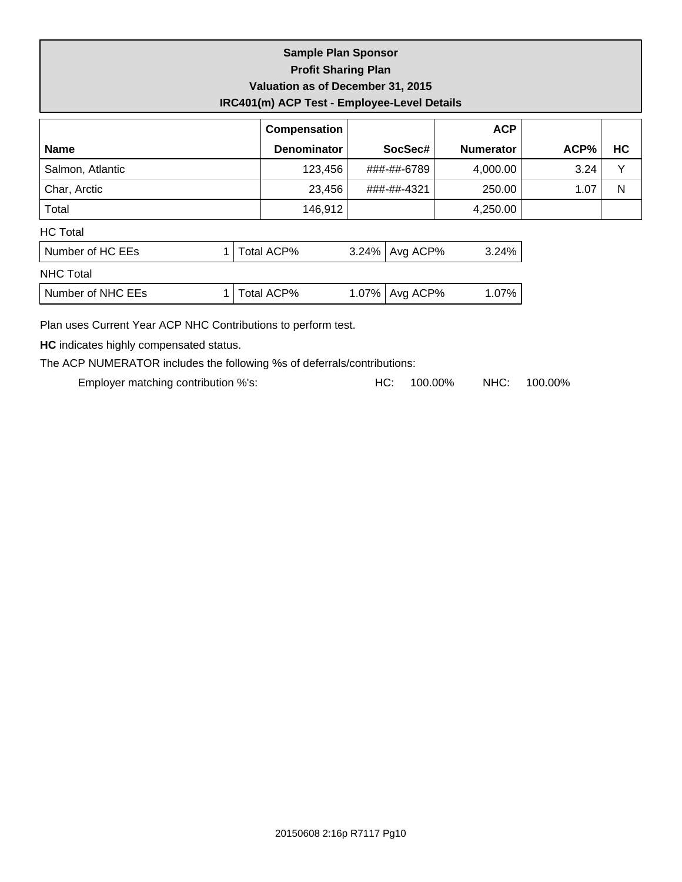**Sample Plan Sponsor**
**Profit Sharing Plan**
**Valuation as of December 31, 2015**
**IRC401(m) ACP Test - Employee-Level Details**

| Name | Compensation Denominator | SocSec# | ACP Numerator | ACP% | HC |
|---|---|---|---|---|---|
| Salmon, Atlantic | 123,456 | ###-##-6789 | 4,000.00 | 3.24 | Y |
| Char, Arctic | 23,456 | ###-##-4321 | 250.00 | 1.07 | N |
| Total | 146,912 | | 4,250.00 | | |

HC Total

| Number of HC EEs | 1 | Total ACP% | 3.24% | Avg ACP% | 3.24% |
|---|---|---|---|---|---|

NHC Total

| Number of NHC EEs | 1 | Total ACP% | 1.07% | Avg ACP% | 1.07% |
|---|---|---|---|---|---|

Plan uses Current Year ACP NHC Contributions to perform test.

**HC** indicates highly compensated status.

The ACP NUMERATOR includes the following %s of deferrals/contributions:

Employer matching contribution %'s: HC: 100.00% NHC: 100.00%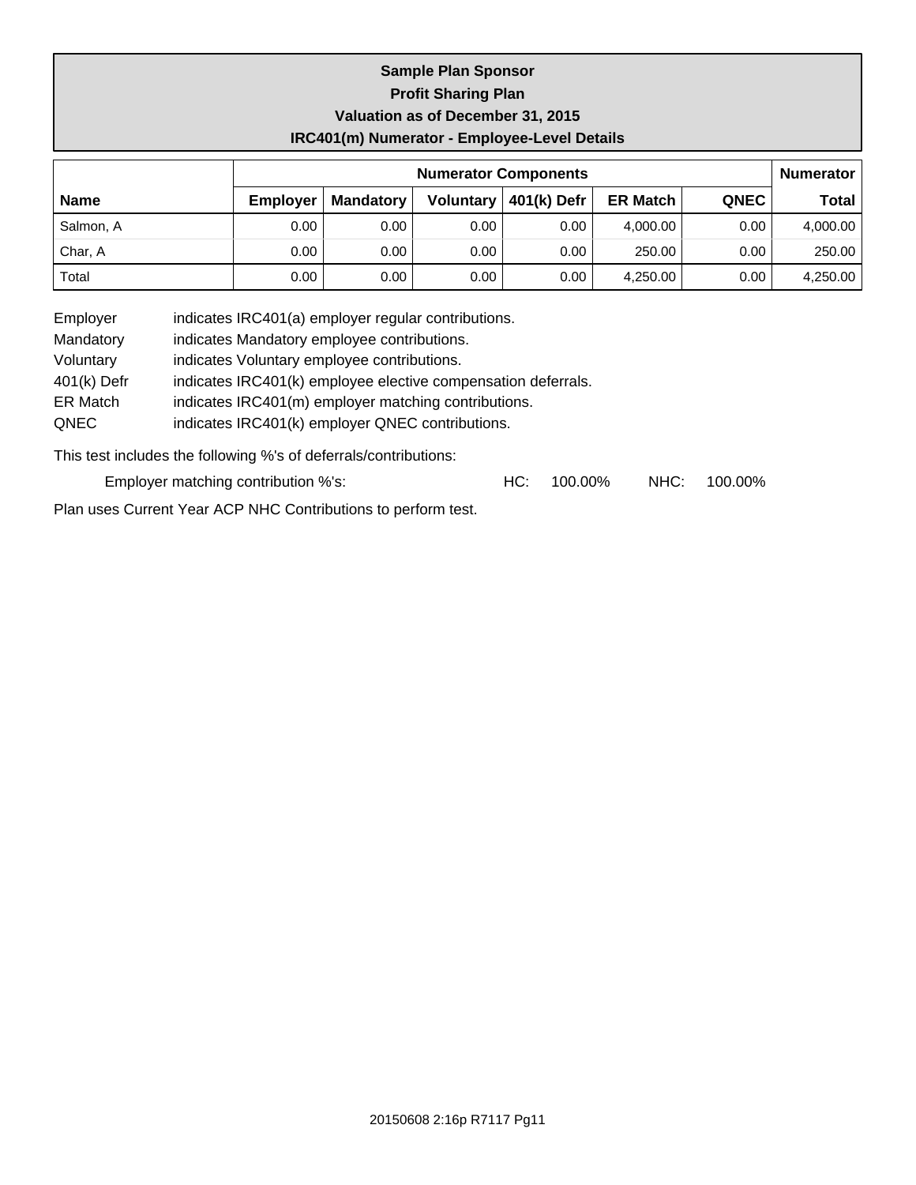**Sample Plan Sponsor**
**Profit Sharing Plan**
**Valuation as of December 31, 2015**
**IRC401(m) Numerator - Employee-Level Details**

| | Numerator Components | | | | | | Numerator |
|---|---|---|---|---|---|---|---|
| **Name** | **Employer** | **Mandatory** | **Voluntary** | **401(k) Defr** | **ER Match** | **QNEC** | **Total** |
| Salmon, A | 0.00 | 0.00 | 0.00 | 0.00 | 4,000.00 | 0.00 | 4,000.00 |
| Char, A | 0.00 | 0.00 | 0.00 | 0.00 | 250.00 | 0.00 | 250.00 |
| Total | 0.00 | 0.00 | 0.00 | 0.00 | 4,250.00 | 0.00 | 4,250.00 |

Employer — indicates IRC401(a) employer regular contributions.
Mandatory — indicates Mandatory employee contributions.
Voluntary — indicates Voluntary employee contributions.
401(k) Defr — indicates IRC401(k) employee elective compensation deferrals.
ER Match — indicates IRC401(m) employer matching contributions.
QNEC — indicates IRC401(k) employer QNEC contributions.

This test includes the following %'s of deferrals/contributions:

Employer matching contribution %'s: HC: 100.00% NHC: 100.00%

Plan uses Current Year ACP NHC Contributions to perform test.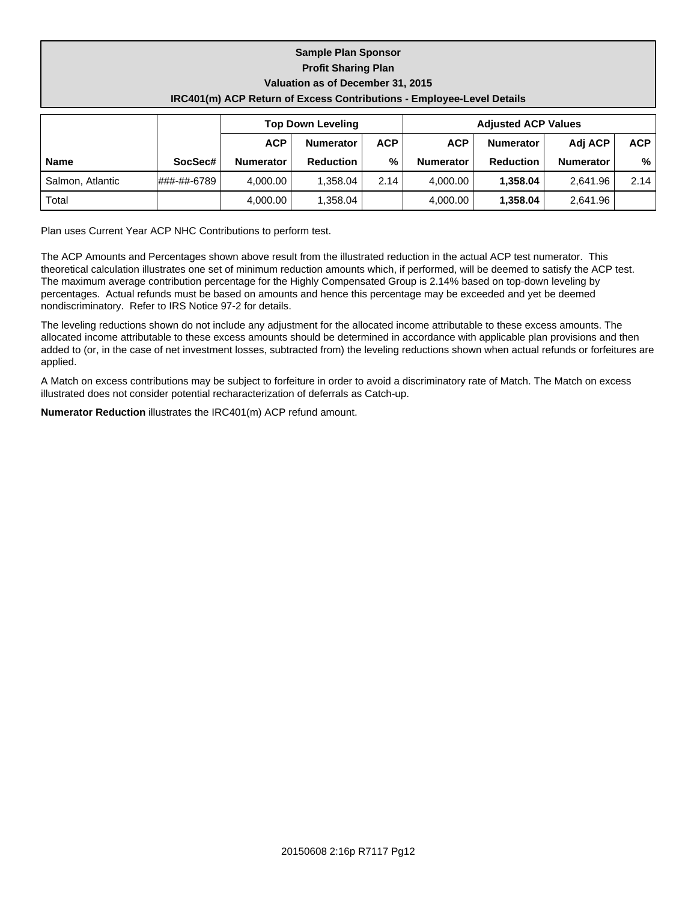# Sample Plan Sponsor
## Profit Sharing Plan
### Valuation as of December 31, 2015
### IRC401(m) ACP Return of Excess Contributions - Employee-Level Details

| | | Top Down Leveling | | | Adjusted ACP Values | | | |
|---|---|---|---|---|---|---|---|---|
| **Name** | **SocSec#** | **ACP Numerator** | **Numerator Reduction** | **ACP %** | **ACP Numerator** | **Numerator Reduction** | **Adj ACP Numerator** | **ACP %** |
| Salmon, Atlantic | ###-##-6789 | 4,000.00 | 1,358.04 | 2.14 | 4,000.00 | **1,358.04** | 2,641.96 | 2.14 |
| Total | | 4,000.00 | 1,358.04 | | 4,000.00 | **1,358.04** | 2,641.96 | |

Plan uses Current Year ACP NHC Contributions to perform test.

The ACP Amounts and Percentages shown above result from the illustrated reduction in the actual ACP test numerator. This theoretical calculation illustrates one set of minimum reduction amounts which, if performed, will be deemed to satisfy the ACP test. The maximum average contribution percentage for the Highly Compensated Group is 2.14% based on top-down leveling by percentages. Actual refunds must be based on amounts and hence this percentage may be exceeded and yet be deemed nondiscriminatory. Refer to IRS Notice 97-2 for details.

The leveling reductions shown do not include any adjustment for the allocated income attributable to these excess amounts. The allocated income attributable to these excess amounts should be determined in accordance with applicable plan provisions and then added to (or, in the case of net investment losses, subtracted from) the leveling reductions shown when actual refunds or forfeitures are applied.

A Match on excess contributions may be subject to forfeiture in order to avoid a discriminatory rate of Match. The Match on excess illustrated does not consider potential recharacterization of deferrals as Catch-up.

**Numerator Reduction** illustrates the IRC401(m) ACP refund amount.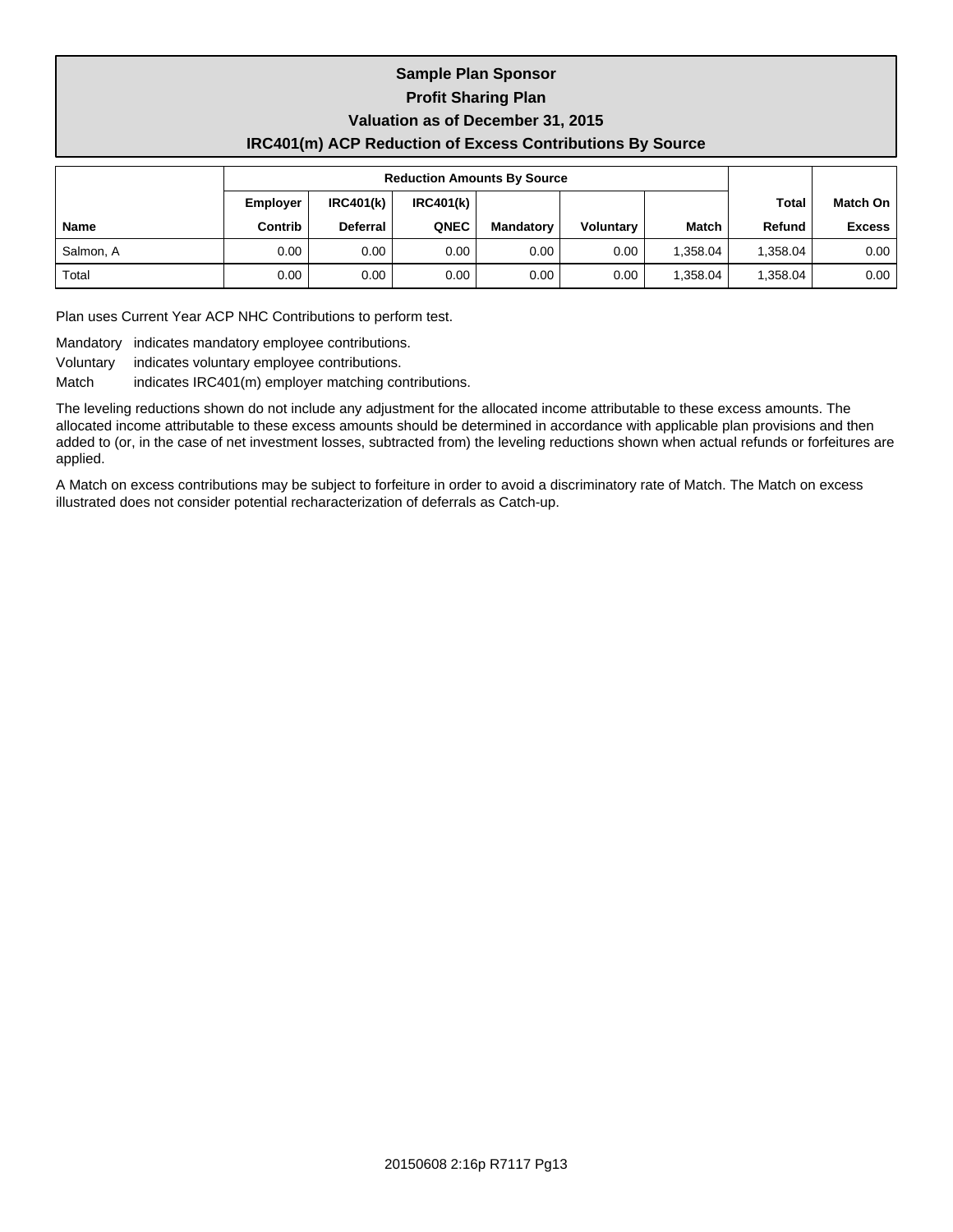# Sample Plan Sponsor

## Profit Sharing Plan

## Valuation as of December 31, 2015

## IRC401(m) ACP Reduction of Excess Contributions By Source

| | Reduction Amounts By Source | | | | | | | |
|---|---|---|---|---|---|---|---|---|
| | Employer | IRC401(k) | IRC401(k) | | | | Total | Match On |
| Name | Contrib | Deferral | QNEC | Mandatory | Voluntary | Match | Refund | Excess |
| Salmon, A | 0.00 | 0.00 | 0.00 | 0.00 | 0.00 | 1,358.04 | 1,358.04 | 0.00 |
| Total | 0.00 | 0.00 | 0.00 | 0.00 | 0.00 | 1,358.04 | 1,358.04 | 0.00 |

Plan uses Current Year ACP NHC Contributions to perform test.

Mandatory indicates mandatory employee contributions.

Voluntary indicates voluntary employee contributions.

Match indicates IRC401(m) employer matching contributions.

The leveling reductions shown do not include any adjustment for the allocated income attributable to these excess amounts. The allocated income attributable to these excess amounts should be determined in accordance with applicable plan provisions and then added to (or, in the case of net investment losses, subtracted from) the leveling reductions shown when actual refunds or forfeitures are applied.

A Match on excess contributions may be subject to forfeiture in order to avoid a discriminatory rate of Match. The Match on excess illustrated does not consider potential recharacterization of deferrals as Catch-up.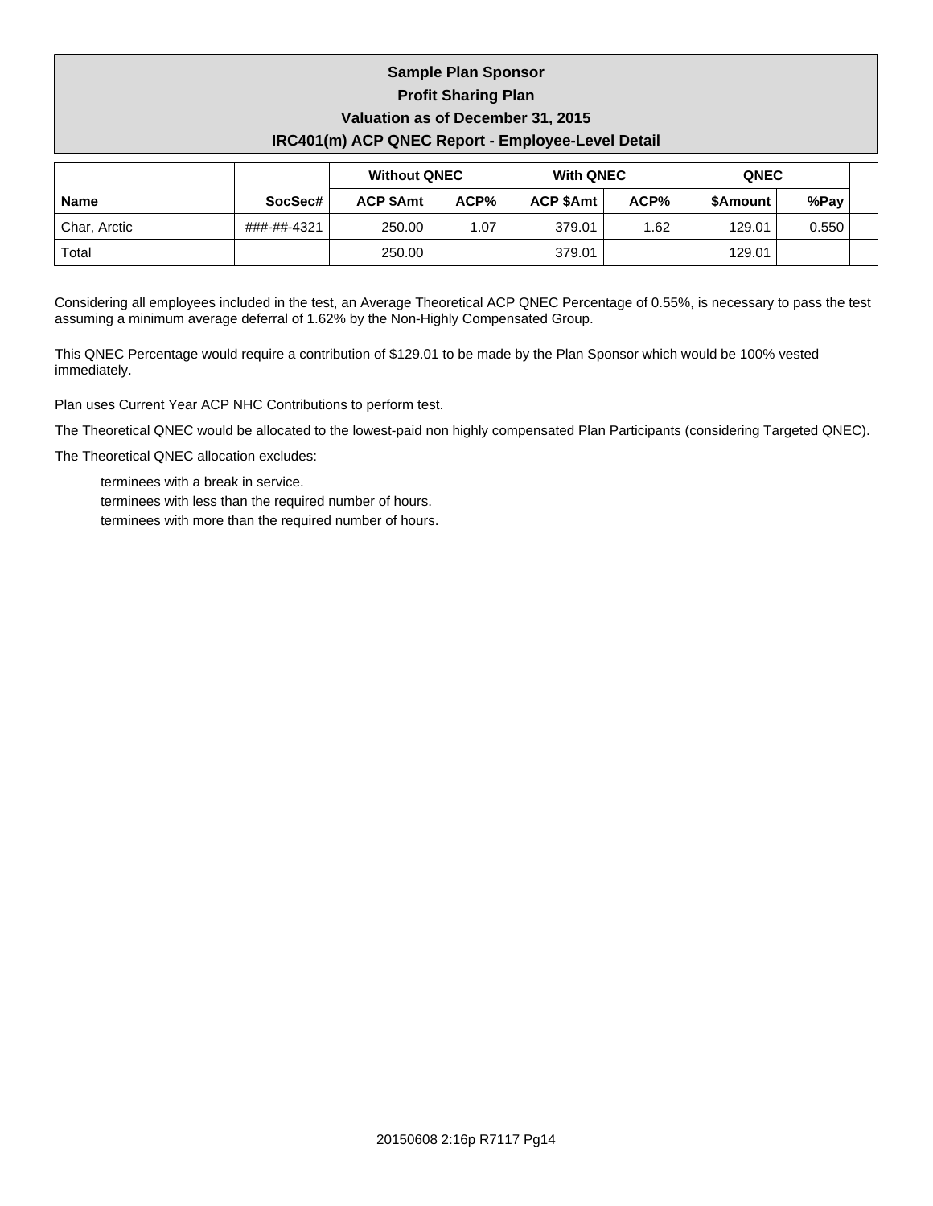**Sample Plan Sponsor**
**Profit Sharing Plan**
**Valuation as of December 31, 2015**
**IRC401(m) ACP QNEC Report - Employee-Level Detail**

| | | Without QNEC | | With QNEC | | QNEC | | |
|---|---|---|---|---|---|---|---|---|
| **Name** | **SocSec#** | **ACP $Amt** | **ACP%** | **ACP $Amt** | **ACP%** | **$Amount** | **%Pay** | |
| Char, Arctic | ###-##-4321 | 250.00 | 1.07 | 379.01 | 1.62 | 129.01 | 0.550 | |
| Total | | 250.00 | | 379.01 | | 129.01 | | |

Considering all employees included in the test, an Average Theoretical ACP QNEC Percentage of 0.55%, is necessary to pass the test assuming a minimum average deferral of 1.62% by the Non-Highly Compensated Group.

This QNEC Percentage would require a contribution of $129.01 to be made by the Plan Sponsor which would be 100% vested immediately.

Plan uses Current Year ACP NHC Contributions to perform test.

The Theoretical QNEC would be allocated to the lowest-paid non highly compensated Plan Participants (considering Targeted QNEC).

The Theoretical QNEC allocation excludes:

- terminees with a break in service.
- terminees with less than the required number of hours.
- terminees with more than the required number of hours.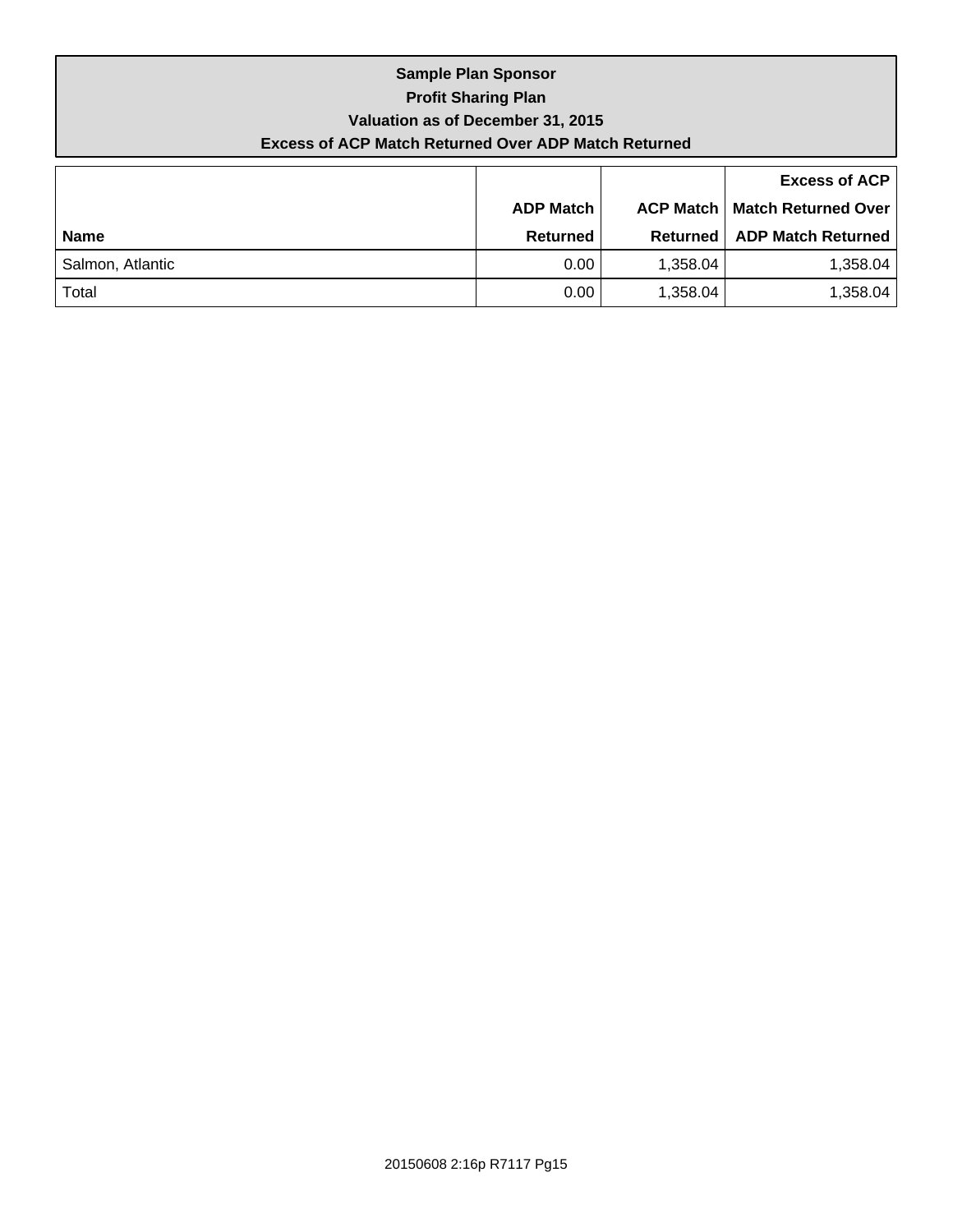**Sample Plan Sponsor**
**Profit Sharing Plan**
**Valuation as of December 31, 2015**
**Excess of ACP Match Returned Over ADP Match Returned**

| Name | ADP Match Returned | ACP Match Returned | Excess of ACP Match Returned Over ADP Match Returned |
|---|---:|---:|---:|
| Salmon, Atlantic | 0.00 | 1,358.04 | 1,358.04 |
| Total | 0.00 | 1,358.04 | 1,358.04 |

20150608 2:16p R7117 Pg15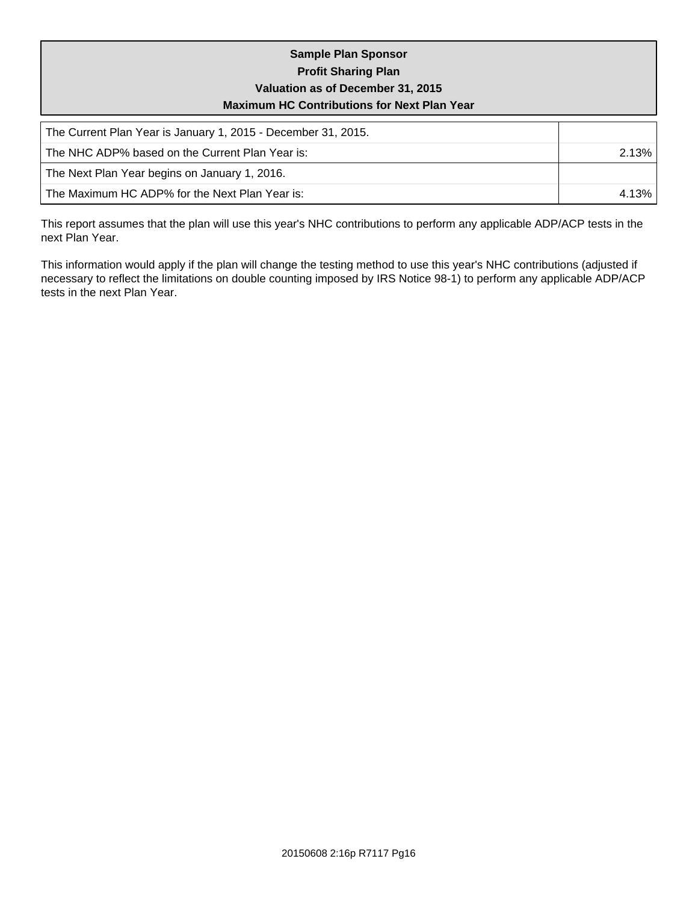## Sample Plan Sponsor
## Profit Sharing Plan
## Valuation as of December 31, 2015
## Maximum HC Contributions for Next Plan Year

| | |
|---|---|
| The Current Plan Year is January 1, 2015 - December 31, 2015. | |
| The NHC ADP% based on the Current Plan Year is: | 2.13% |
| The Next Plan Year begins on January 1, 2016. | |
| The Maximum HC ADP% for the Next Plan Year is: | 4.13% |

This report assumes that the plan will use this year's NHC contributions to perform any applicable ADP/ACP tests in the next Plan Year.

This information would apply if the plan will change the testing method to use this year's NHC contributions (adjusted if necessary to reflect the limitations on double counting imposed by IRS Notice 98-1) to perform any applicable ADP/ACP tests in the next Plan Year.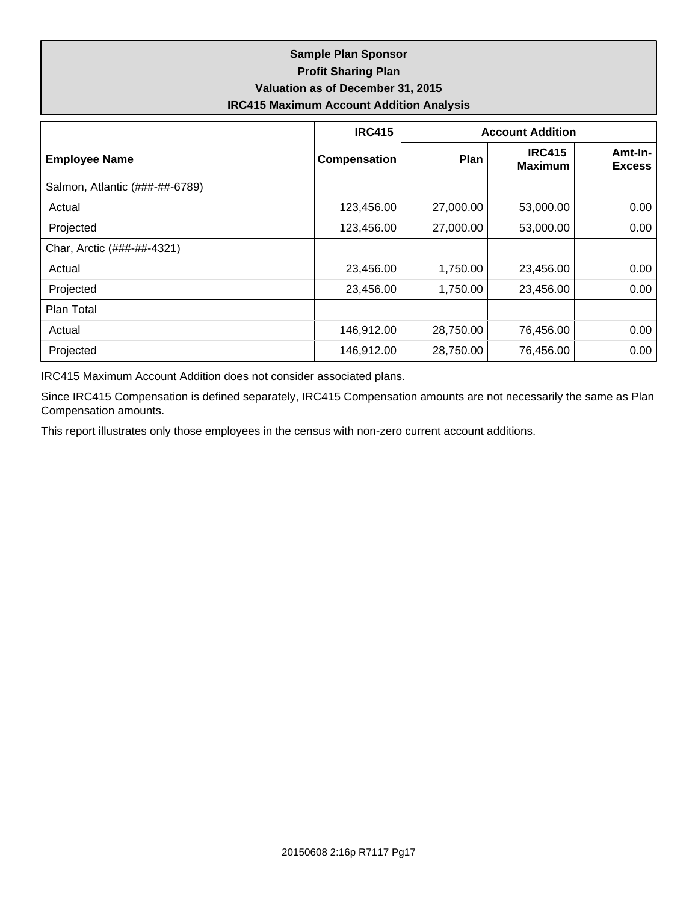**Sample Plan Sponsor**
**Profit Sharing Plan**
**Valuation as of December 31, 2015**
**IRC415 Maximum Account Addition Analysis**

| Employee Name | IRC415 Compensation | Account Addition | | |
|---|---|---|---|---|
| | | Plan | IRC415 Maximum | Amt-In-Excess |
| Salmon, Atlantic (###-##-6789) | | | | |
| Actual | 123,456.00 | 27,000.00 | 53,000.00 | 0.00 |
| Projected | 123,456.00 | 27,000.00 | 53,000.00 | 0.00 |
| Char, Arctic (###-##-4321) | | | | |
| Actual | 23,456.00 | 1,750.00 | 23,456.00 | 0.00 |
| Projected | 23,456.00 | 1,750.00 | 23,456.00 | 0.00 |
| Plan Total | | | | |
| Actual | 146,912.00 | 28,750.00 | 76,456.00 | 0.00 |
| Projected | 146,912.00 | 28,750.00 | 76,456.00 | 0.00 |

IRC415 Maximum Account Addition does not consider associated plans.

Since IRC415 Compensation is defined separately, IRC415 Compensation amounts are not necessarily the same as Plan Compensation amounts.

This report illustrates only those employees in the census with non-zero current account additions.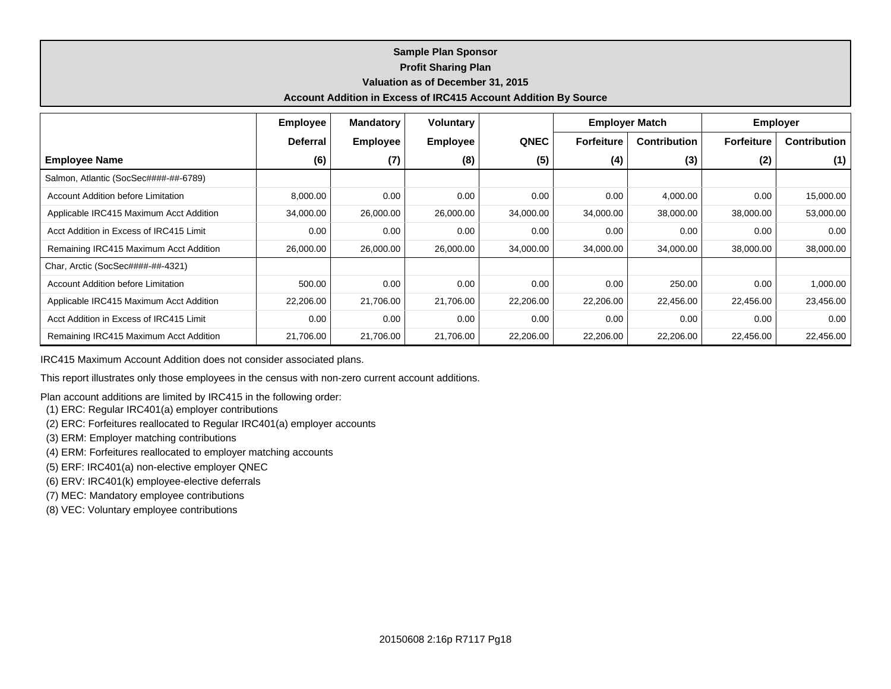**Sample Plan Sponsor**
**Profit Sharing Plan**
**Valuation as of December 31, 2015**
**Account Addition in Excess of IRC415 Account Addition By Source**

| | Employee | Mandatory | Voluntary | | Employer Match | | Employer | |
|---|---|---|---|---|---|---|---|---|
| | Deferral | Employee | Employee | QNEC | Forfeiture | Contribution | Forfeiture | Contribution |
| **Employee Name** | **(6)** | **(7)** | **(8)** | **(5)** | **(4)** | **(3)** | **(2)** | **(1)** |
| Salmon, Atlantic (SocSec####-##-6789) | | | | | | | | |
| Account Addition before Limitation | 8,000.00 | 0.00 | 0.00 | 0.00 | 0.00 | 4,000.00 | 0.00 | 15,000.00 |
| Applicable IRC415 Maximum Acct Addition | 34,000.00 | 26,000.00 | 26,000.00 | 34,000.00 | 34,000.00 | 38,000.00 | 38,000.00 | 53,000.00 |
| Acct Addition in Excess of IRC415 Limit | 0.00 | 0.00 | 0.00 | 0.00 | 0.00 | 0.00 | 0.00 | 0.00 |
| Remaining IRC415 Maximum Acct Addition | 26,000.00 | 26,000.00 | 26,000.00 | 34,000.00 | 34,000.00 | 34,000.00 | 38,000.00 | 38,000.00 |
| Char, Arctic (SocSec####-##-4321) | | | | | | | | |
| Account Addition before Limitation | 500.00 | 0.00 | 0.00 | 0.00 | 0.00 | 250.00 | 0.00 | 1,000.00 |
| Applicable IRC415 Maximum Acct Addition | 22,206.00 | 21,706.00 | 21,706.00 | 22,206.00 | 22,206.00 | 22,456.00 | 22,456.00 | 23,456.00 |
| Acct Addition in Excess of IRC415 Limit | 0.00 | 0.00 | 0.00 | 0.00 | 0.00 | 0.00 | 0.00 | 0.00 |
| Remaining IRC415 Maximum Acct Addition | 21,706.00 | 21,706.00 | 21,706.00 | 22,206.00 | 22,206.00 | 22,206.00 | 22,456.00 | 22,456.00 |

IRC415 Maximum Account Addition does not consider associated plans.

This report illustrates only those employees in the census with non-zero current account additions.

Plan account additions are limited by IRC415 in the following order:
(1) ERC: Regular IRC401(a) employer contributions
(2) ERC: Forfeitures reallocated to Regular IRC401(a) employer accounts
(3) ERM: Employer matching contributions
(4) ERM: Forfeitures reallocated to employer matching accounts
(5) ERF: IRC401(a) non-elective employer QNEC
(6) ERV: IRC401(k) employee-elective deferrals
(7) MEC: Mandatory employee contributions
(8) VEC: Voluntary employee contributions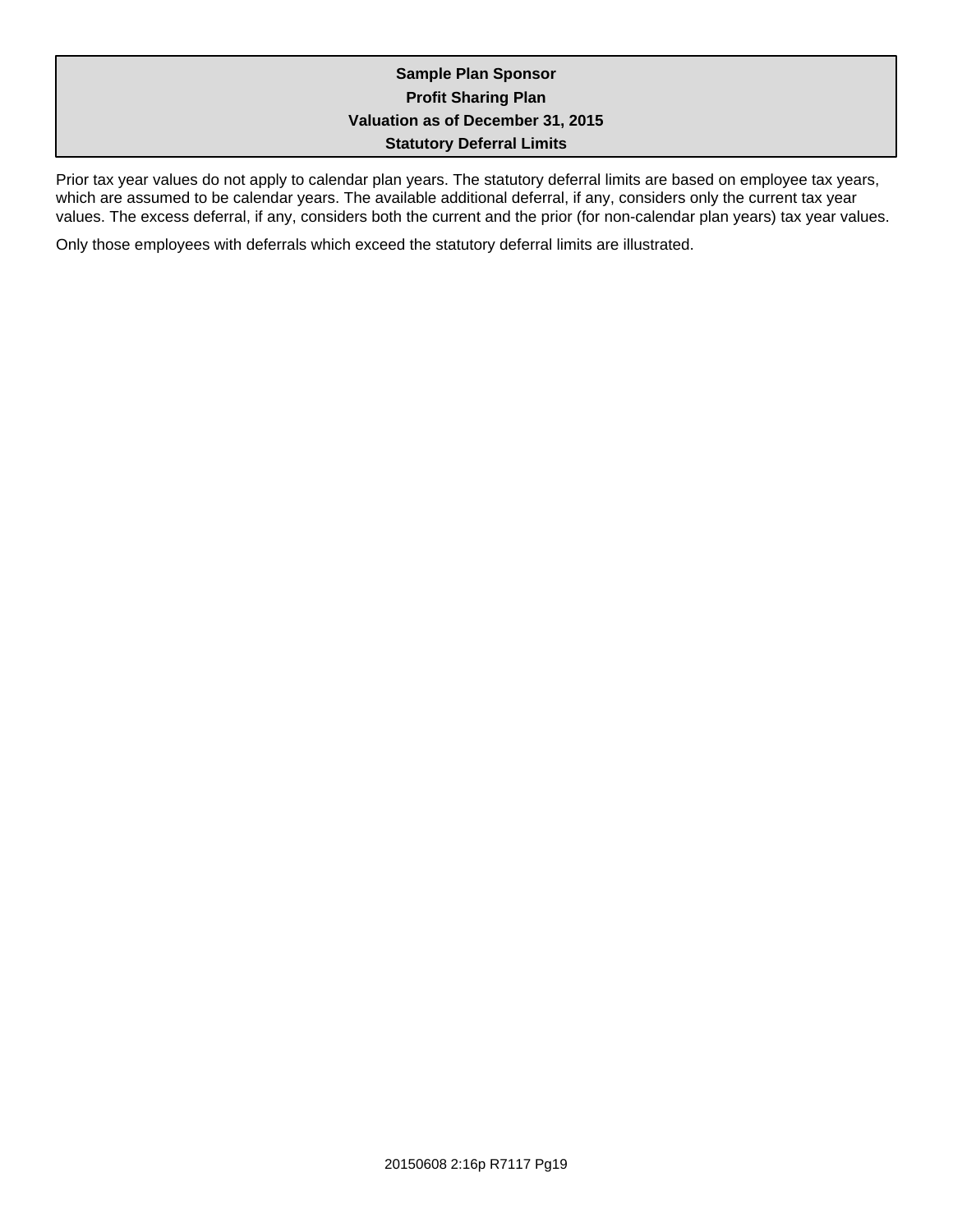**Sample Plan Sponsor**
**Profit Sharing Plan**
**Valuation as of December 31, 2015**
**Statutory Deferral Limits**

Prior tax year values do not apply to calendar plan years. The statutory deferral limits are based on employee tax years, which are assumed to be calendar years. The available additional deferral, if any, considers only the current tax year values. The excess deferral, if any, considers both the current and the prior (for non-calendar plan years) tax year values.

Only those employees with deferrals which exceed the statutory deferral limits are illustrated.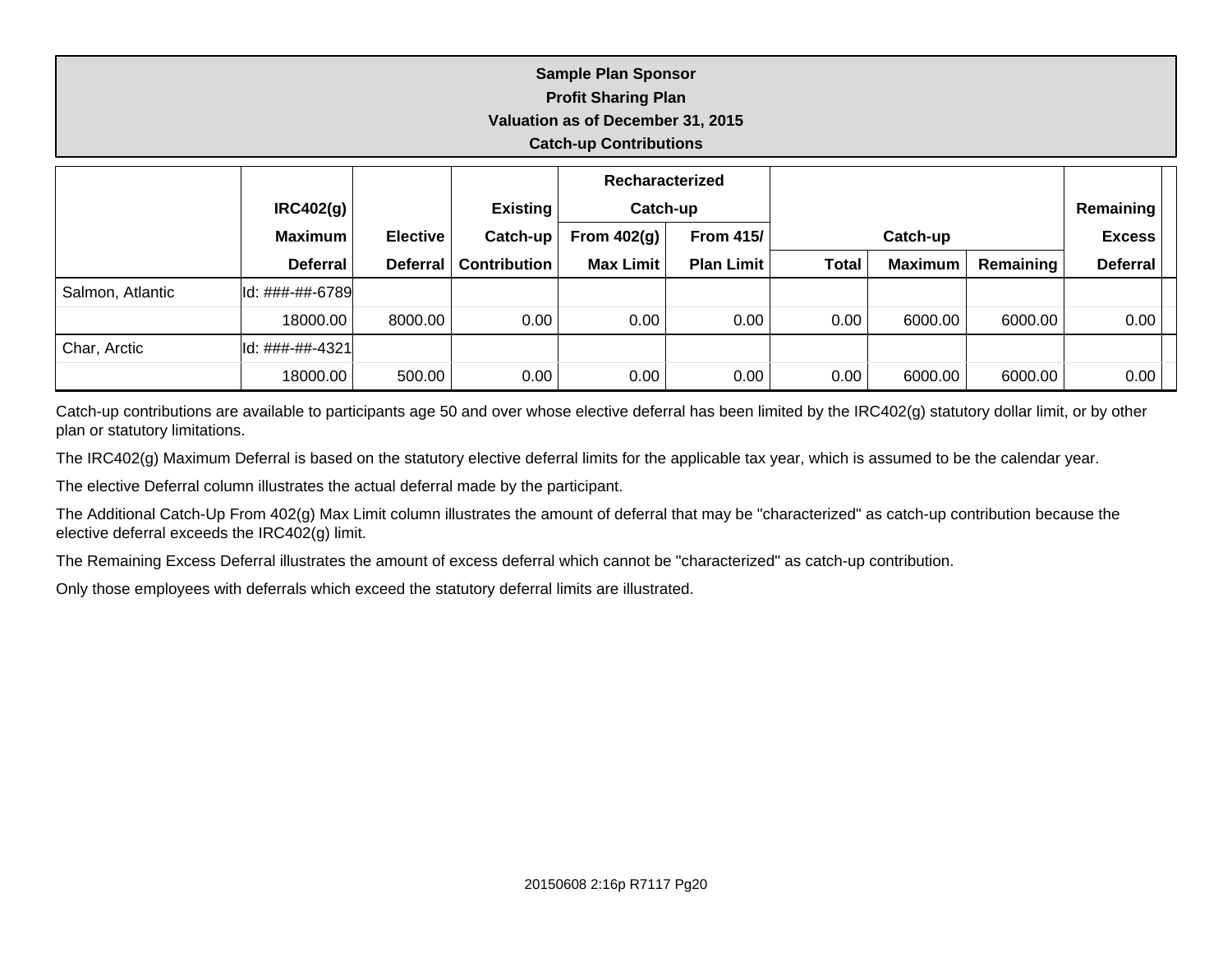**Sample Plan Sponsor**
**Profit Sharing Plan**
**Valuation as of December 31, 2015**
**Catch-up Contributions**

| | IRC402(g) Maximum Deferral | Elective Deferral | Existing Catch-up Contribution | Recharacterized Catch-up From 402(g) Max Limit | Recharacterized Catch-up From 415/ Plan Limit | Catch-up Total | Catch-up Maximum | Catch-up Remaining | Remaining Excess Deferral |
|---|---|---|---|---|---|---|---|---|---|
| Salmon, Atlantic | Id: ###-##-6789 | | | | | | | | |
| | 18000.00 | 8000.00 | 0.00 | 0.00 | 0.00 | 0.00 | 6000.00 | 6000.00 | 0.00 |
| Char, Arctic | Id: ###-##-4321 | | | | | | | | |
| | 18000.00 | 500.00 | 0.00 | 0.00 | 0.00 | 0.00 | 6000.00 | 6000.00 | 0.00 |

Catch-up contributions are available to participants age 50 and over whose elective deferral has been limited by the IRC402(g) statutory dollar limit, or by other plan or statutory limitations.

The IRC402(g) Maximum Deferral is based on the statutory elective deferral limits for the applicable tax year, which is assumed to be the calendar year.

The elective Deferral column illustrates the actual deferral made by the participant.

The Additional Catch-Up From 402(g) Max Limit column illustrates the amount of deferral that may be "characterized" as catch-up contribution because the elective deferral exceeds the IRC402(g) limit.

The Remaining Excess Deferral illustrates the amount of excess deferral which cannot be "characterized" as catch-up contribution.

Only those employees with deferrals which exceed the statutory deferral limits are illustrated.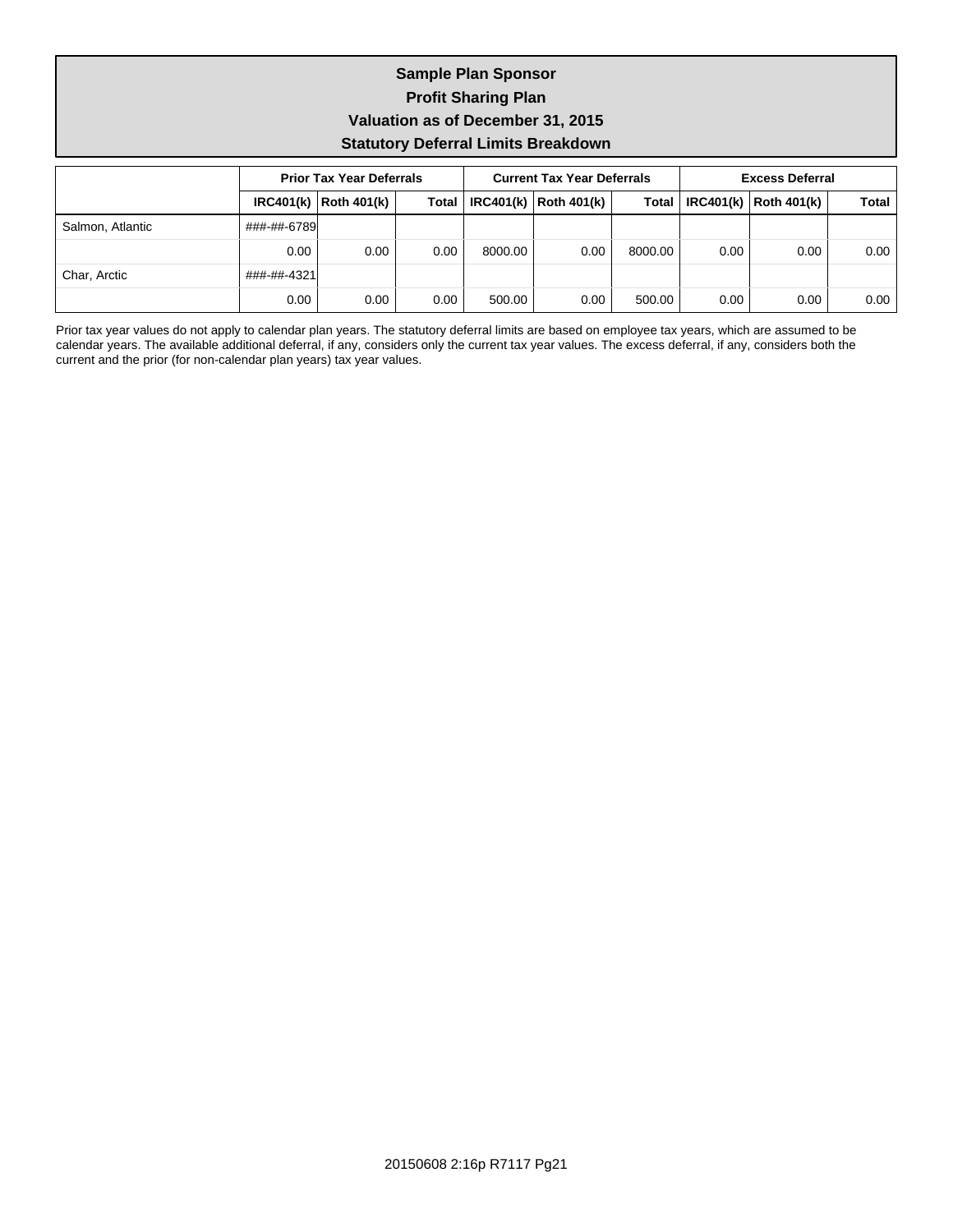# Sample Plan Sponsor
## Profit Sharing Plan
## Valuation as of December 31, 2015
## Statutory Deferral Limits Breakdown

| | Prior Tax Year Deferrals | | | Current Tax Year Deferrals | | | Excess Deferral | | |
|---|---|---|---|---|---|---|---|---|---|
| | IRC401(k) | Roth 401(k) | Total | IRC401(k) | Roth 401(k) | Total | IRC401(k) | Roth 401(k) | Total |
| Salmon, Atlantic | ###-##-6789 | | | | | | | | |
| | 0.00 | 0.00 | 0.00 | 8000.00 | 0.00 | 8000.00 | 0.00 | 0.00 | 0.00 |
| Char, Arctic | ###-##-4321 | | | | | | | | |
| | 0.00 | 0.00 | 0.00 | 500.00 | 0.00 | 500.00 | 0.00 | 0.00 | 0.00 |

Prior tax year values do not apply to calendar plan years. The statutory deferral limits are based on employee tax years, which are assumed to be calendar years. The available additional deferral, if any, considers only the current tax year values. The excess deferral, if any, considers both the current and the prior (for non-calendar plan years) tax year values.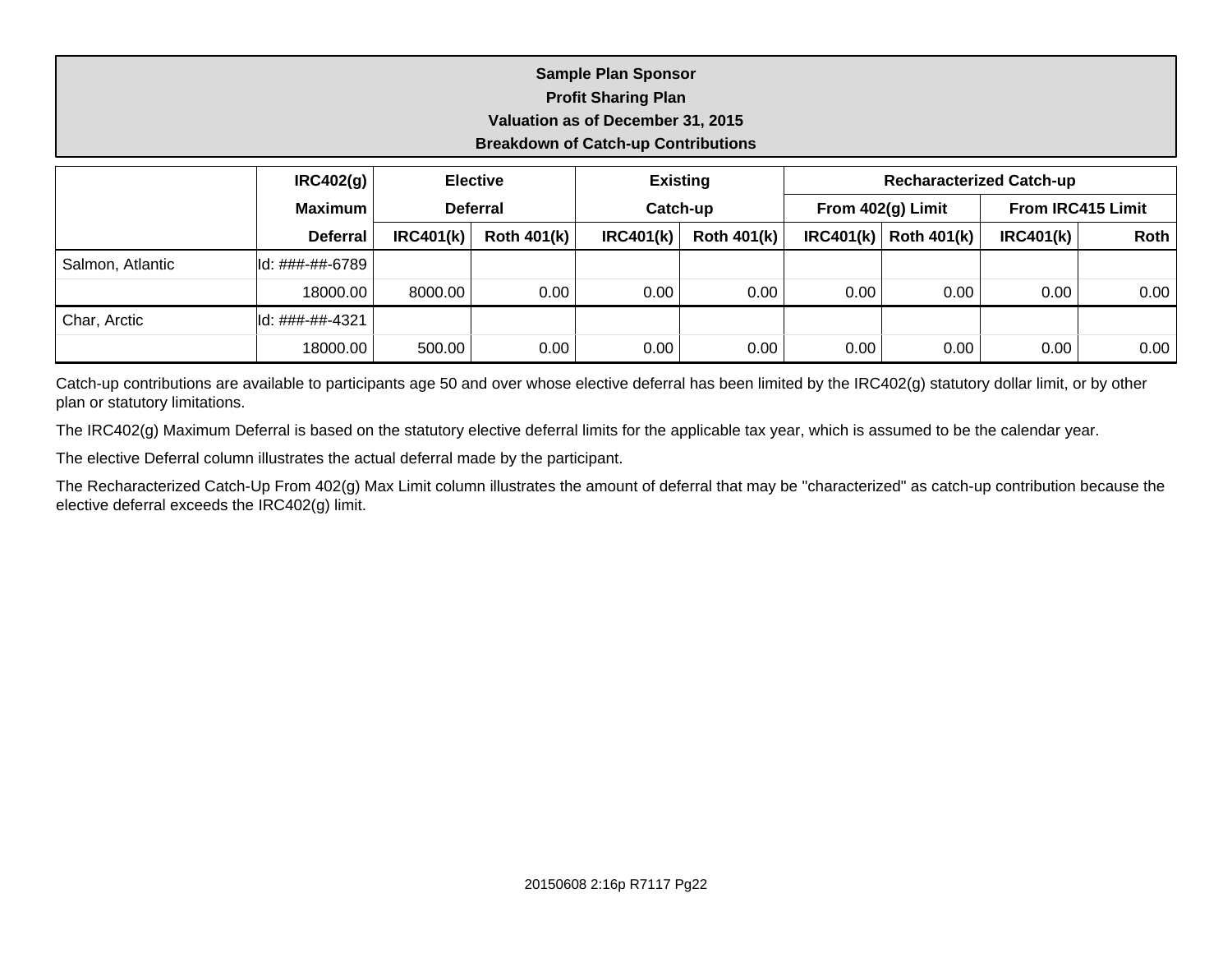**Sample Plan Sponsor**
**Profit Sharing Plan**
**Valuation as of December 31, 2015**
**Breakdown of Catch-up Contributions**

| | IRC402(g) | Elective | | Existing | | Recharacterized Catch-up | | | |
|---|---|---|---|---|---|---|---|---|---|
| | Maximum | Deferral | | Catch-up | | From 402(g) Limit | | From IRC415 Limit | |
| | Deferral | IRC401(k) | Roth 401(k) | IRC401(k) | Roth 401(k) | IRC401(k) | Roth 401(k) | IRC401(k) | Roth |
| Salmon, Atlantic | Id: ###-##-6789 | | | | | | | | |
| | 18000.00 | 8000.00 | 0.00 | 0.00 | 0.00 | 0.00 | 0.00 | 0.00 | 0.00 |
| Char, Arctic | Id: ###-##-4321 | | | | | | | | |
| | 18000.00 | 500.00 | 0.00 | 0.00 | 0.00 | 0.00 | 0.00 | 0.00 | 0.00 |

Catch-up contributions are available to participants age 50 and over whose elective deferral has been limited by the IRC402(g) statutory dollar limit, or by other plan or statutory limitations.

The IRC402(g) Maximum Deferral is based on the statutory elective deferral limits for the applicable tax year, which is assumed to be the calendar year.

The elective Deferral column illustrates the actual deferral made by the participant.

The Recharacterized Catch-Up From 402(g) Max Limit column illustrates the amount of deferral that may be "characterized" as catch-up contribution because the elective deferral exceeds the IRC402(g) limit.